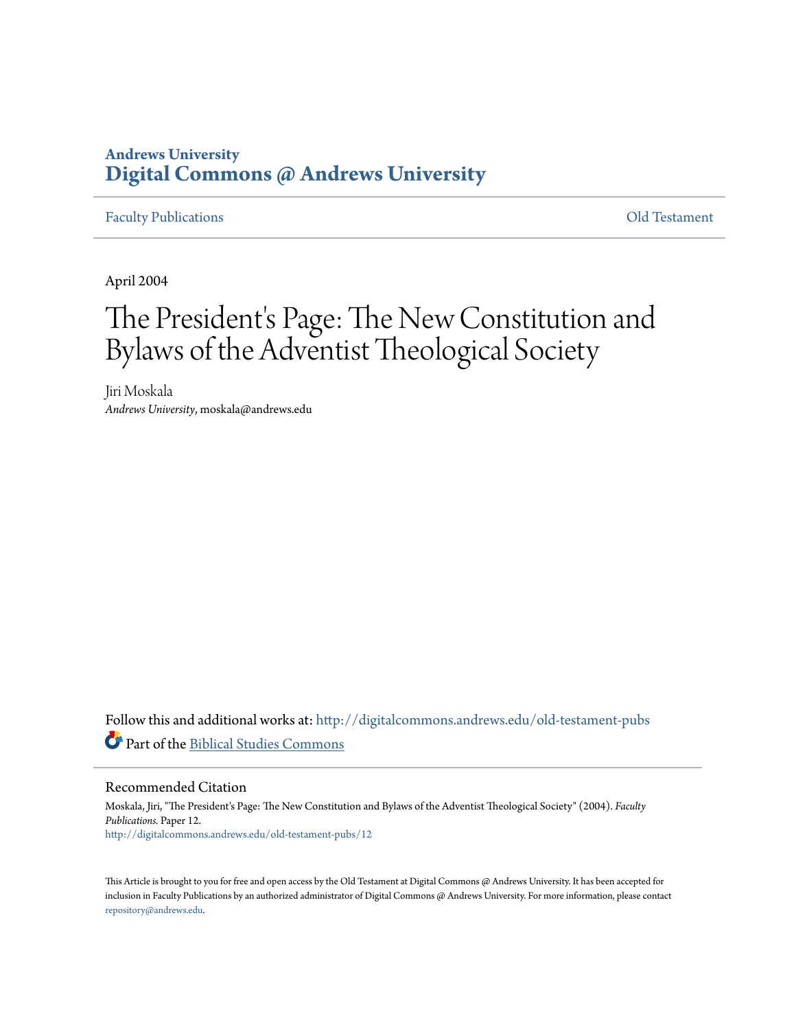**Andrews University**
**Digital Commons @ Andrews University**

Faculty Publications | Old Testament

April 2004

# The President's Page: The New Constitution and Bylaws of the Adventist Theological Society

Jiri Moskala
*Andrews University*, moskala@andrews.edu

Follow this and additional works at: http://digitalcommons.andrews.edu/old-testament-pubs

Part of the Biblical Studies Commons

## Recommended Citation

Moskala, Jiri, "The President's Page: The New Constitution and Bylaws of the Adventist Theological Society" (2004). *Faculty Publications.* Paper 12.
http://digitalcommons.andrews.edu/old-testament-pubs/12

This Article is brought to you for free and open access by the Old Testament at Digital Commons @ Andrews University. It has been accepted for inclusion in Faculty Publications by an authorized administrator of Digital Commons @ Andrews University. For more information, please contact repository@andrews.edu.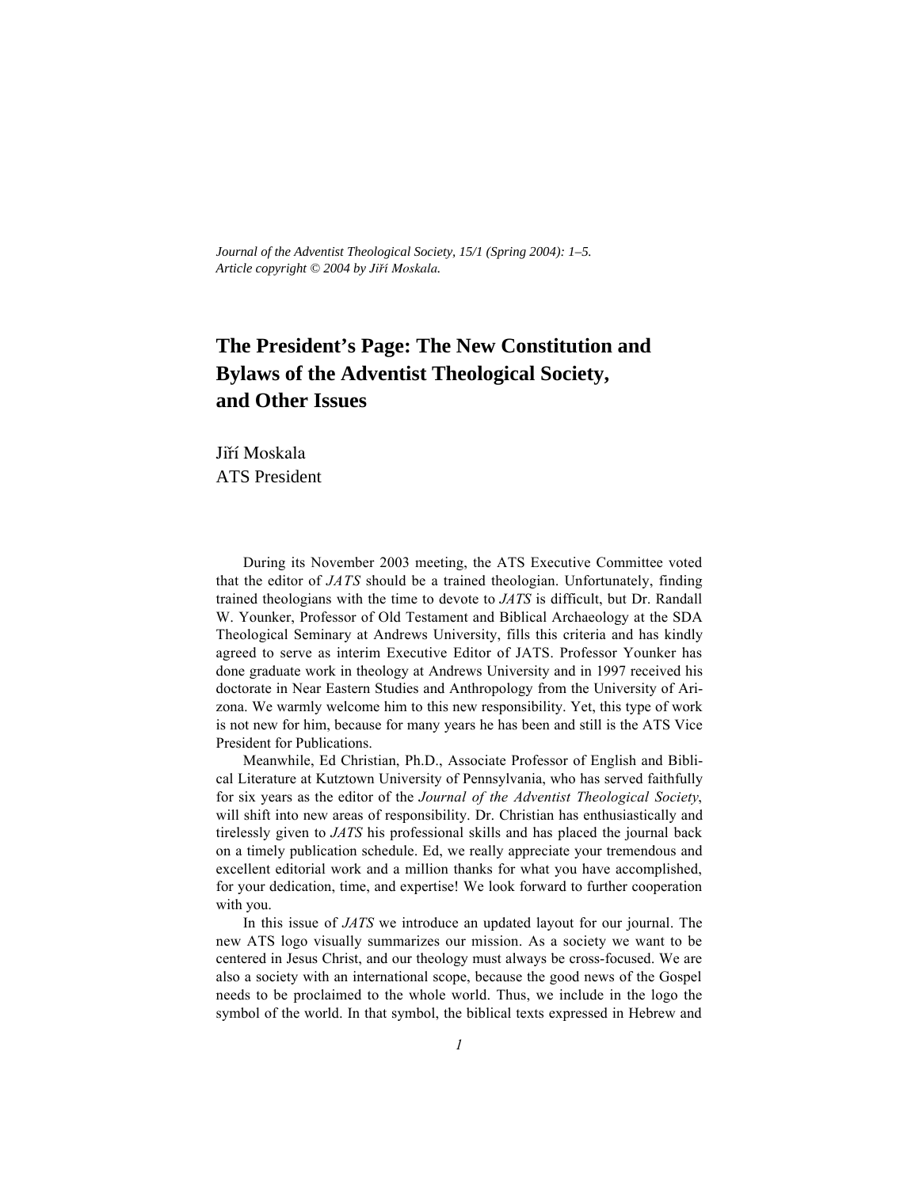*Journal of the Adventist Theological Society, 15/1 (Spring 2004): 1–5.*
*Article copyright © 2004 by Jiří Moskala.*

# The President's Page: The New Constitution and Bylaws of the Adventist Theological Society, and Other Issues

Jiří Moskala
ATS President

During its November 2003 meeting, the ATS Executive Committee voted that the editor of *JATS* should be a trained theologian. Unfortunately, finding trained theologians with the time to devote to *JATS* is difficult, but Dr. Randall W. Younker, Professor of Old Testament and Biblical Archaeology at the SDA Theological Seminary at Andrews University, fills this criteria and has kindly agreed to serve as interim Executive Editor of JATS. Professor Younker has done graduate work in theology at Andrews University and in 1997 received his doctorate in Near Eastern Studies and Anthropology from the University of Arizona. We warmly welcome him to this new responsibility. Yet, this type of work is not new for him, because for many years he has been and still is the ATS Vice President for Publications.

Meanwhile, Ed Christian, Ph.D., Associate Professor of English and Biblical Literature at Kutztown University of Pennsylvania, who has served faithfully for six years as the editor of the *Journal of the Adventist Theological Society*, will shift into new areas of responsibility. Dr. Christian has enthusiastically and tirelessly given to *JATS* his professional skills and has placed the journal back on a timely publication schedule. Ed, we really appreciate your tremendous and excellent editorial work and a million thanks for what you have accomplished, for your dedication, time, and expertise! We look forward to further cooperation with you.

In this issue of *JATS* we introduce an updated layout for our journal. The new ATS logo visually summarizes our mission. As a society we want to be centered in Jesus Christ, and our theology must always be cross-focused. We are also a society with an international scope, because the good news of the Gospel needs to be proclaimed to the whole world. Thus, we include in the logo the symbol of the world. In that symbol, the biblical texts expressed in Hebrew and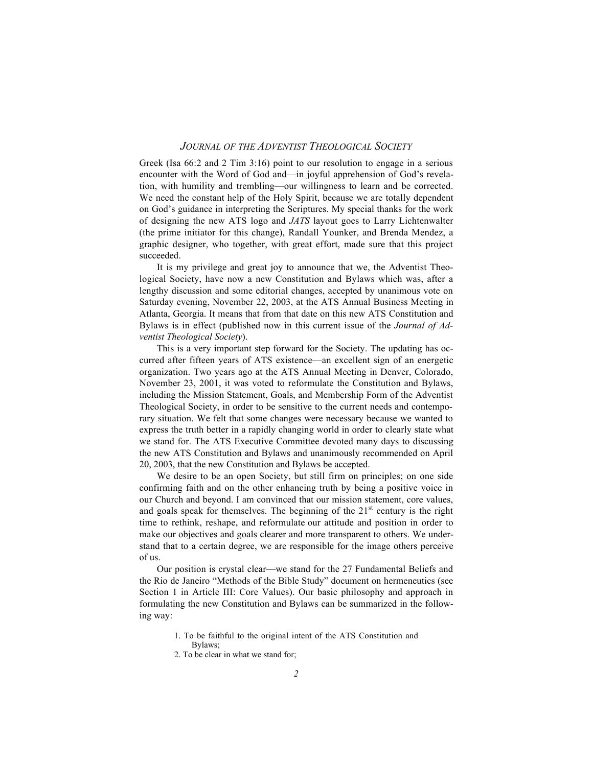Greek (Isa 66:2 and 2 Tim 3:16) point to our resolution to engage in a serious encounter with the Word of God and—in joyful apprehension of God's revelation, with humility and trembling—our willingness to learn and be corrected. We need the constant help of the Holy Spirit, because we are totally dependent on God's guidance in interpreting the Scriptures. My special thanks for the work of designing the new ATS logo and *JATS* layout goes to Larry Lichtenwalter (the prime initiator for this change), Randall Younker, and Brenda Mendez, a graphic designer, who together, with great effort, made sure that this project succeeded.

It is my privilege and great joy to announce that we, the Adventist Theological Society, have now a new Constitution and Bylaws which was, after a lengthy discussion and some editorial changes, accepted by unanimous vote on Saturday evening, November 22, 2003, at the ATS Annual Business Meeting in Atlanta, Georgia. It means that from that date on this new ATS Constitution and Bylaws is in effect (published now in this current issue of the *Journal of Adventist Theological Society*).

This is a very important step forward for the Society. The updating has occurred after fifteen years of ATS existence—an excellent sign of an energetic organization. Two years ago at the ATS Annual Meeting in Denver, Colorado, November 23, 2001, it was voted to reformulate the Constitution and Bylaws, including the Mission Statement, Goals, and Membership Form of the Adventist Theological Society, in order to be sensitive to the current needs and contemporary situation. We felt that some changes were necessary because we wanted to express the truth better in a rapidly changing world in order to clearly state what we stand for. The ATS Executive Committee devoted many days to discussing the new ATS Constitution and Bylaws and unanimously recommended on April 20, 2003, that the new Constitution and Bylaws be accepted.

We desire to be an open Society, but still firm on principles; on one side confirming faith and on the other enhancing truth by being a positive voice in our Church and beyond. I am convinced that our mission statement, core values, and goals speak for themselves. The beginning of the 21st century is the right time to rethink, reshape, and reformulate our attitude and position in order to make our objectives and goals clearer and more transparent to others. We understand that to a certain degree, we are responsible for the image others perceive of us.

Our position is crystal clear—we stand for the 27 Fundamental Beliefs and the Rio de Janeiro "Methods of the Bible Study" document on hermeneutics (see Section 1 in Article III: Core Values). Our basic philosophy and approach in formulating the new Constitution and Bylaws can be summarized in the following way:

1. To be faithful to the original intent of the ATS Constitution and Bylaws;
2. To be clear in what we stand for;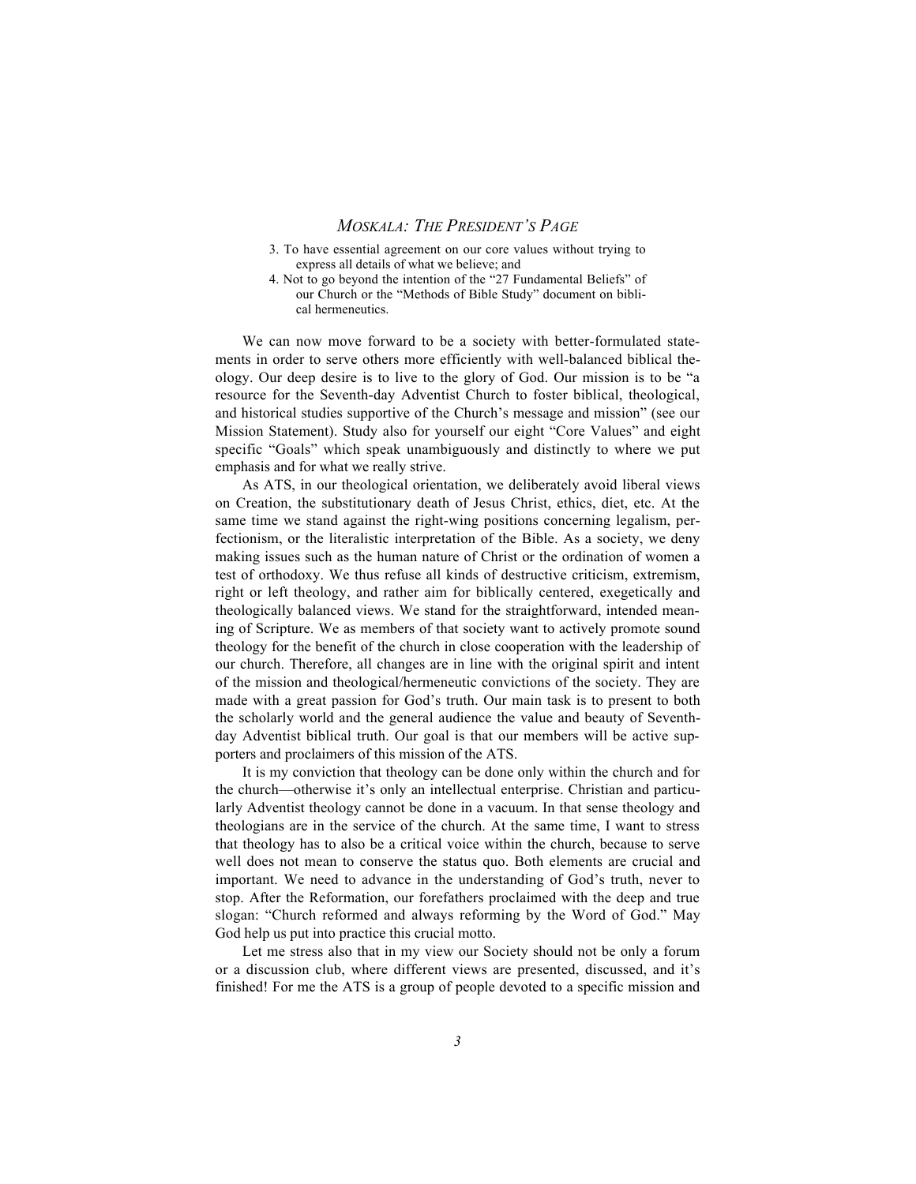3. To have essential agreement on our core values without trying to express all details of what we believe; and
4. Not to go beyond the intention of the "27 Fundamental Beliefs" of our Church or the "Methods of Bible Study" document on biblical hermeneutics.

We can now move forward to be a society with better-formulated statements in order to serve others more efficiently with well-balanced biblical theology. Our deep desire is to live to the glory of God. Our mission is to be "a resource for the Seventh-day Adventist Church to foster biblical, theological, and historical studies supportive of the Church's message and mission" (see our Mission Statement). Study also for yourself our eight "Core Values" and eight specific "Goals" which speak unambiguously and distinctly to where we put emphasis and for what we really strive.

As ATS, in our theological orientation, we deliberately avoid liberal views on Creation, the substitutionary death of Jesus Christ, ethics, diet, etc. At the same time we stand against the right-wing positions concerning legalism, perfectionism, or the literalistic interpretation of the Bible. As a society, we deny making issues such as the human nature of Christ or the ordination of women a test of orthodoxy. We thus refuse all kinds of destructive criticism, extremism, right or left theology, and rather aim for biblically centered, exegetically and theologically balanced views. We stand for the straightforward, intended meaning of Scripture. We as members of that society want to actively promote sound theology for the benefit of the church in close cooperation with the leadership of our church. Therefore, all changes are in line with the original spirit and intent of the mission and theological/hermeneutic convictions of the society. They are made with a great passion for God's truth. Our main task is to present to both the scholarly world and the general audience the value and beauty of Seventh-day Adventist biblical truth. Our goal is that our members will be active supporters and proclaimers of this mission of the ATS.

It is my conviction that theology can be done only within the church and for the church—otherwise it's only an intellectual enterprise. Christian and particularly Adventist theology cannot be done in a vacuum. In that sense theology and theologians are in the service of the church. At the same time, I want to stress that theology has to also be a critical voice within the church, because to serve well does not mean to conserve the status quo. Both elements are crucial and important. We need to advance in the understanding of God's truth, never to stop. After the Reformation, our forefathers proclaimed with the deep and true slogan: "Church reformed and always reforming by the Word of God." May God help us put into practice this crucial motto.

Let me stress also that in my view our Society should not be only a forum or a discussion club, where different views are presented, discussed, and it's finished! For me the ATS is a group of people devoted to a specific mission and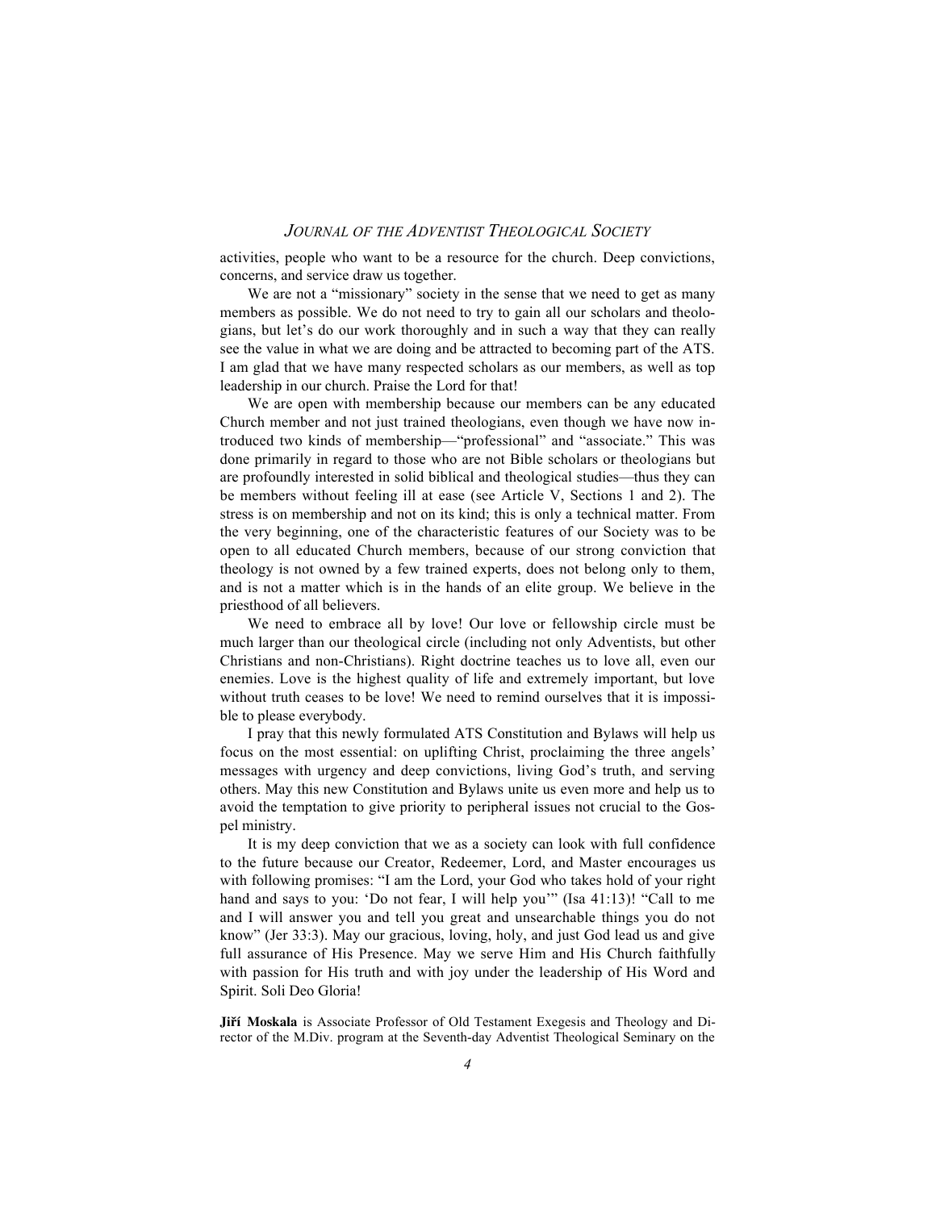activities, people who want to be a resource for the church. Deep convictions, concerns, and service draw us together.

We are not a "missionary" society in the sense that we need to get as many members as possible. We do not need to try to gain all our scholars and theologians, but let's do our work thoroughly and in such a way that they can really see the value in what we are doing and be attracted to becoming part of the ATS. I am glad that we have many respected scholars as our members, as well as top leadership in our church. Praise the Lord for that!

We are open with membership because our members can be any educated Church member and not just trained theologians, even though we have now introduced two kinds of membership—"professional" and "associate." This was done primarily in regard to those who are not Bible scholars or theologians but are profoundly interested in solid biblical and theological studies—thus they can be members without feeling ill at ease (see Article V, Sections 1 and 2). The stress is on membership and not on its kind; this is only a technical matter. From the very beginning, one of the characteristic features of our Society was to be open to all educated Church members, because of our strong conviction that theology is not owned by a few trained experts, does not belong only to them, and is not a matter which is in the hands of an elite group. We believe in the priesthood of all believers.

We need to embrace all by love! Our love or fellowship circle must be much larger than our theological circle (including not only Adventists, but other Christians and non-Christians). Right doctrine teaches us to love all, even our enemies. Love is the highest quality of life and extremely important, but love without truth ceases to be love! We need to remind ourselves that it is impossible to please everybody.

I pray that this newly formulated ATS Constitution and Bylaws will help us focus on the most essential: on uplifting Christ, proclaiming the three angels' messages with urgency and deep convictions, living God's truth, and serving others. May this new Constitution and Bylaws unite us even more and help us to avoid the temptation to give priority to peripheral issues not crucial to the Gospel ministry.

It is my deep conviction that we as a society can look with full confidence to the future because our Creator, Redeemer, Lord, and Master encourages us with following promises: "I am the Lord, your God who takes hold of your right hand and says to you: 'Do not fear, I will help you'" (Isa 41:13)! "Call to me and I will answer you and tell you great and unsearchable things you do not know" (Jer 33:3). May our gracious, loving, holy, and just God lead us and give full assurance of His Presence. May we serve Him and His Church faithfully with passion for His truth and with joy under the leadership of His Word and Spirit. Soli Deo Gloria!

**Jiří Moskala** is Associate Professor of Old Testament Exegesis and Theology and Director of the M.Div. program at the Seventh-day Adventist Theological Seminary on the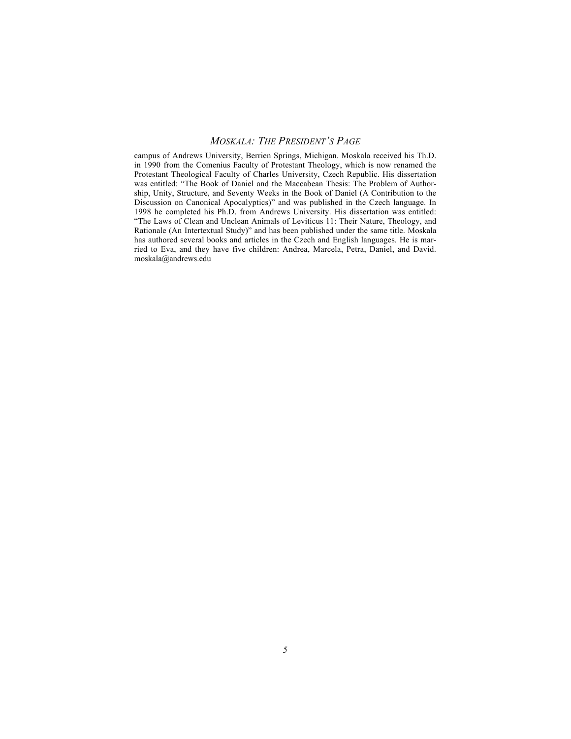campus of Andrews University, Berrien Springs, Michigan. Moskala received his Th.D. in 1990 from the Comenius Faculty of Protestant Theology, which is now renamed the Protestant Theological Faculty of Charles University, Czech Republic. His dissertation was entitled: "The Book of Daniel and the Maccabean Thesis: The Problem of Authorship, Unity, Structure, and Seventy Weeks in the Book of Daniel (A Contribution to the Discussion on Canonical Apocalyptics)" and was published in the Czech language. In 1998 he completed his Ph.D. from Andrews University. His dissertation was entitled: "The Laws of Clean and Unclean Animals of Leviticus 11: Their Nature, Theology, and Rationale (An Intertextual Study)" and has been published under the same title. Moskala has authored several books and articles in the Czech and English languages. He is married to Eva, and they have five children: Andrea, Marcela, Petra, Daniel, and David. moskala@andrews.edu